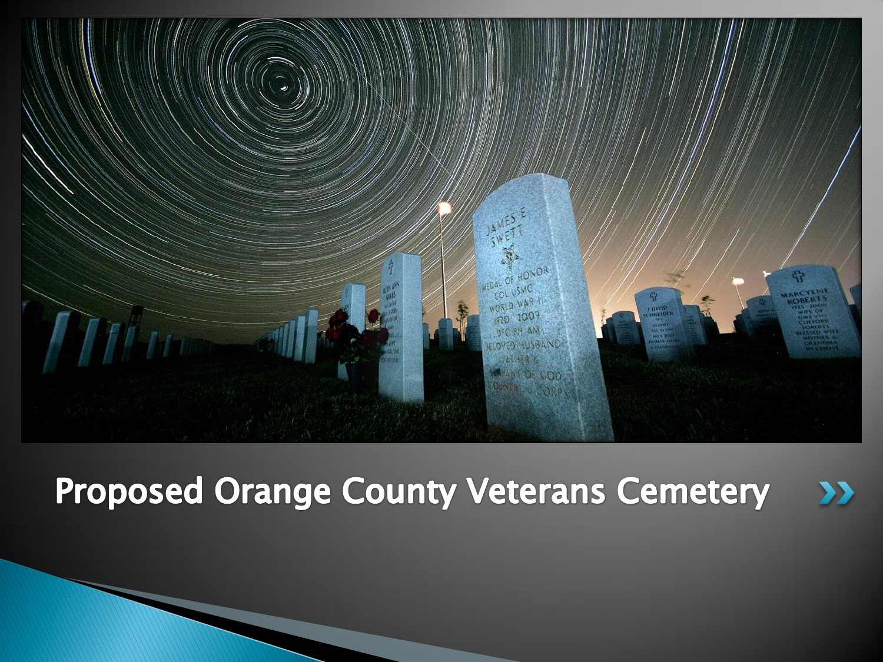# Proposed Orange County Veterans Cemetery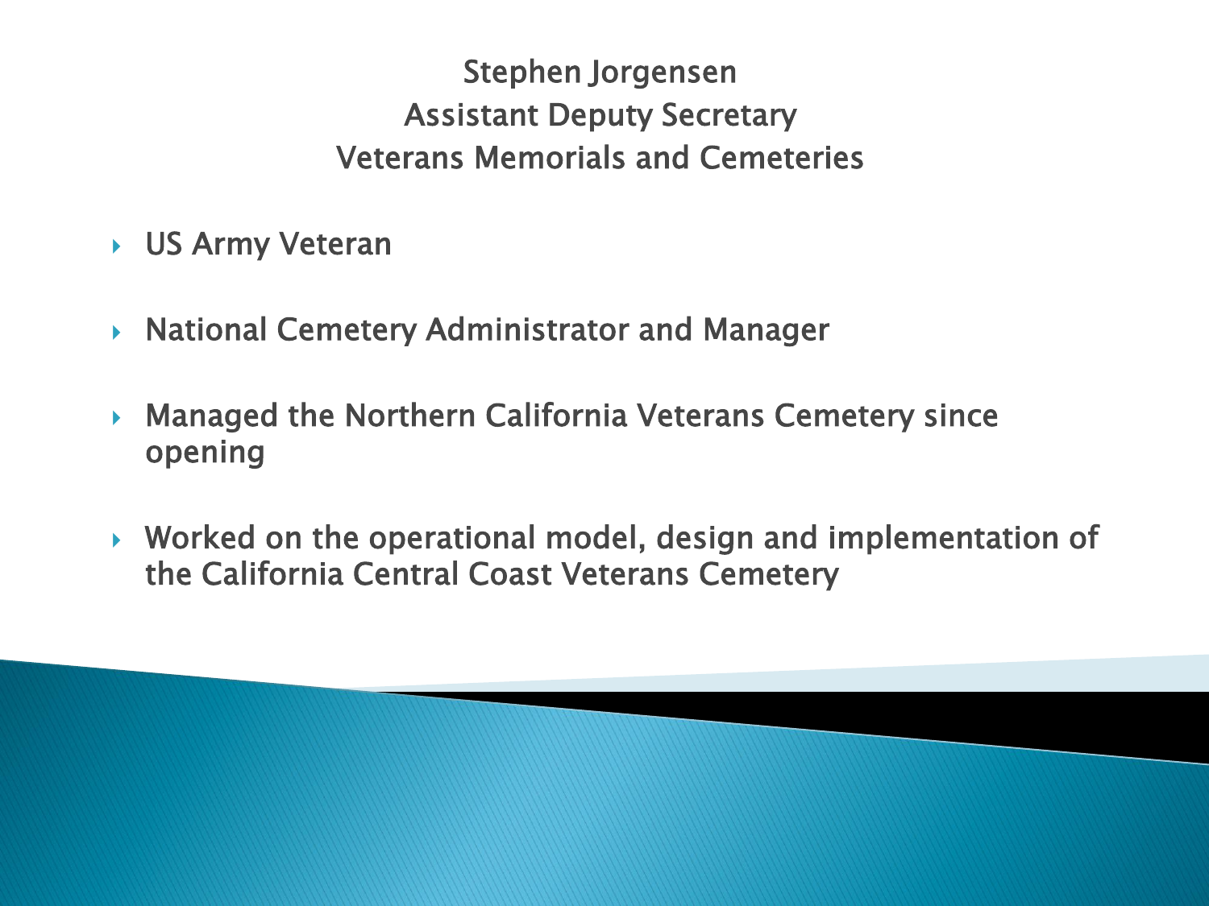## Stephen Jorgensen
## Assistant Deputy Secretary
## Veterans Memorials and Cemeteries

- US Army Veteran
- National Cemetery Administrator and Manager
- Managed the Northern California Veterans Cemetery since opening
- Worked on the operational model, design and implementation of the California Central Coast Veterans Cemetery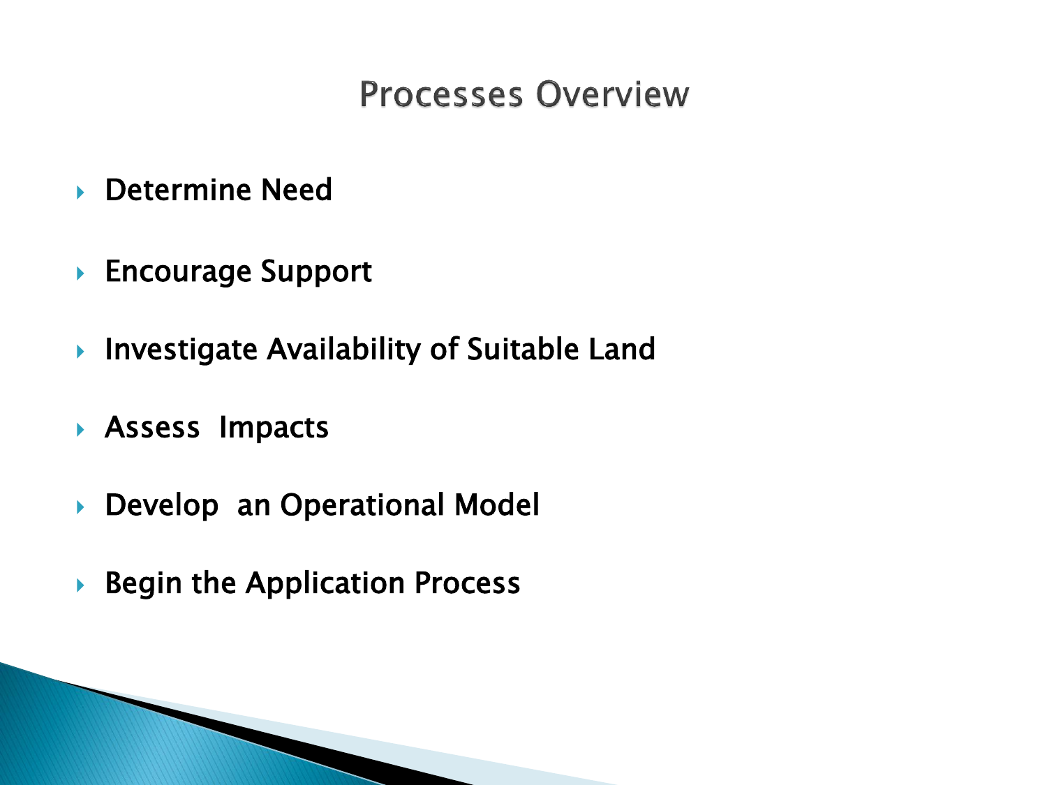# Processes Overview

- **Determine Need**
- **Encourage Support**
- **Investigate Availability of Suitable Land**
- **Assess Impacts**
- **Develop an Operational Model**
- **Begin the Application Process**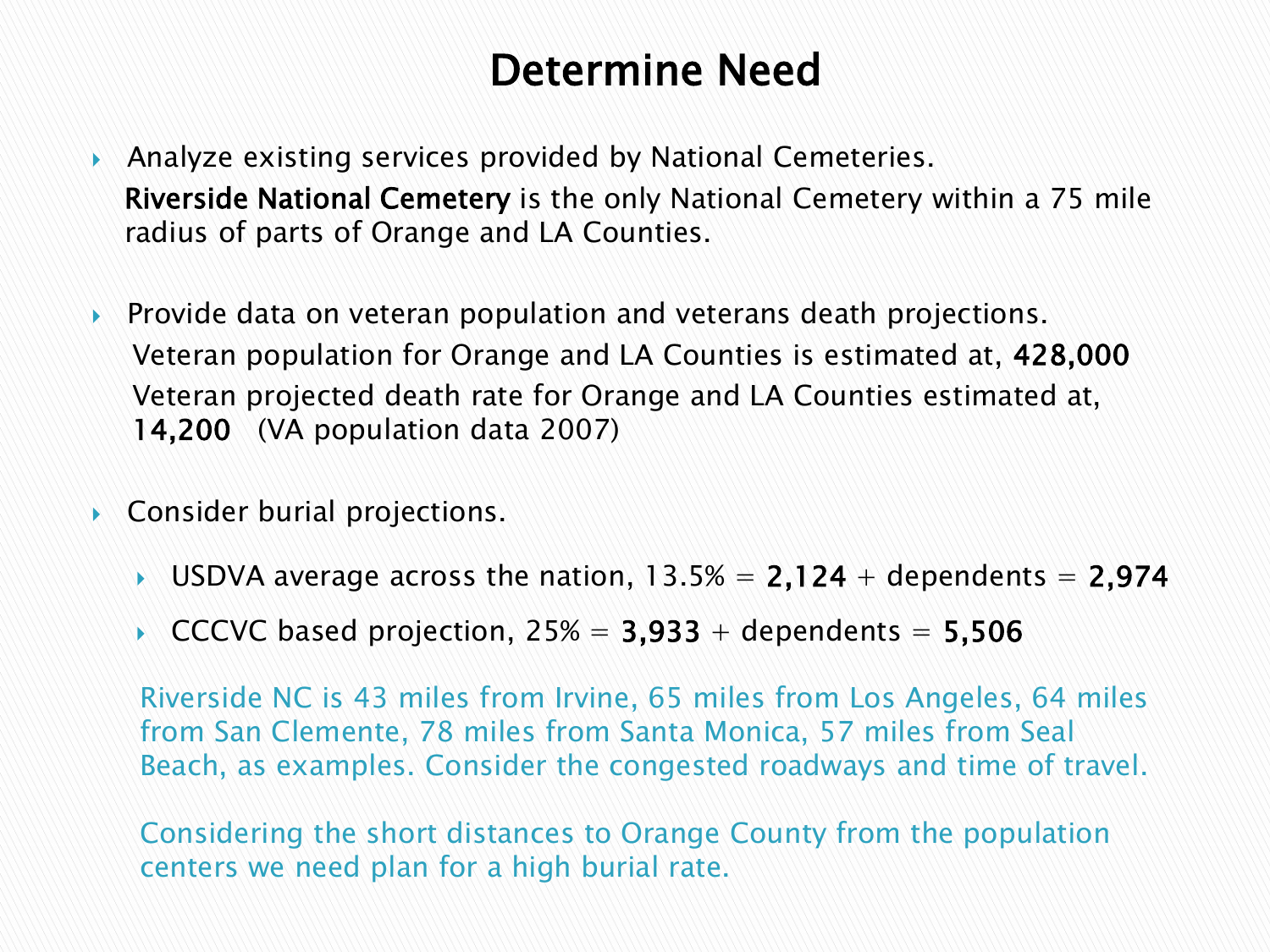# Determine Need

- Analyze existing services provided by National Cemeteries.

  **Riverside National Cemetery** is the only National Cemetery within a 75 mile radius of parts of Orange and LA Counties.

- Provide data on veteran population and veterans death projections.

  Veteran population for Orange and LA Counties is estimated at, **428,000**
  Veteran projected death rate for Orange and LA Counties estimated at, **14,200** (VA population data 2007)

- Consider burial projections.
  - USDVA average across the nation, 13.5% = **2,124** + dependents = **2,974**
  - CCCVC based projection, 25% = **3,933** + dependents = **5,506**

  Riverside NC is 43 miles from Irvine, 65 miles from Los Angeles, 64 miles from San Clemente, 78 miles from Santa Monica, 57 miles from Seal Beach, as examples. Consider the congested roadways and time of travel.

  Considering the short distances to Orange County from the population centers we need plan for a high burial rate.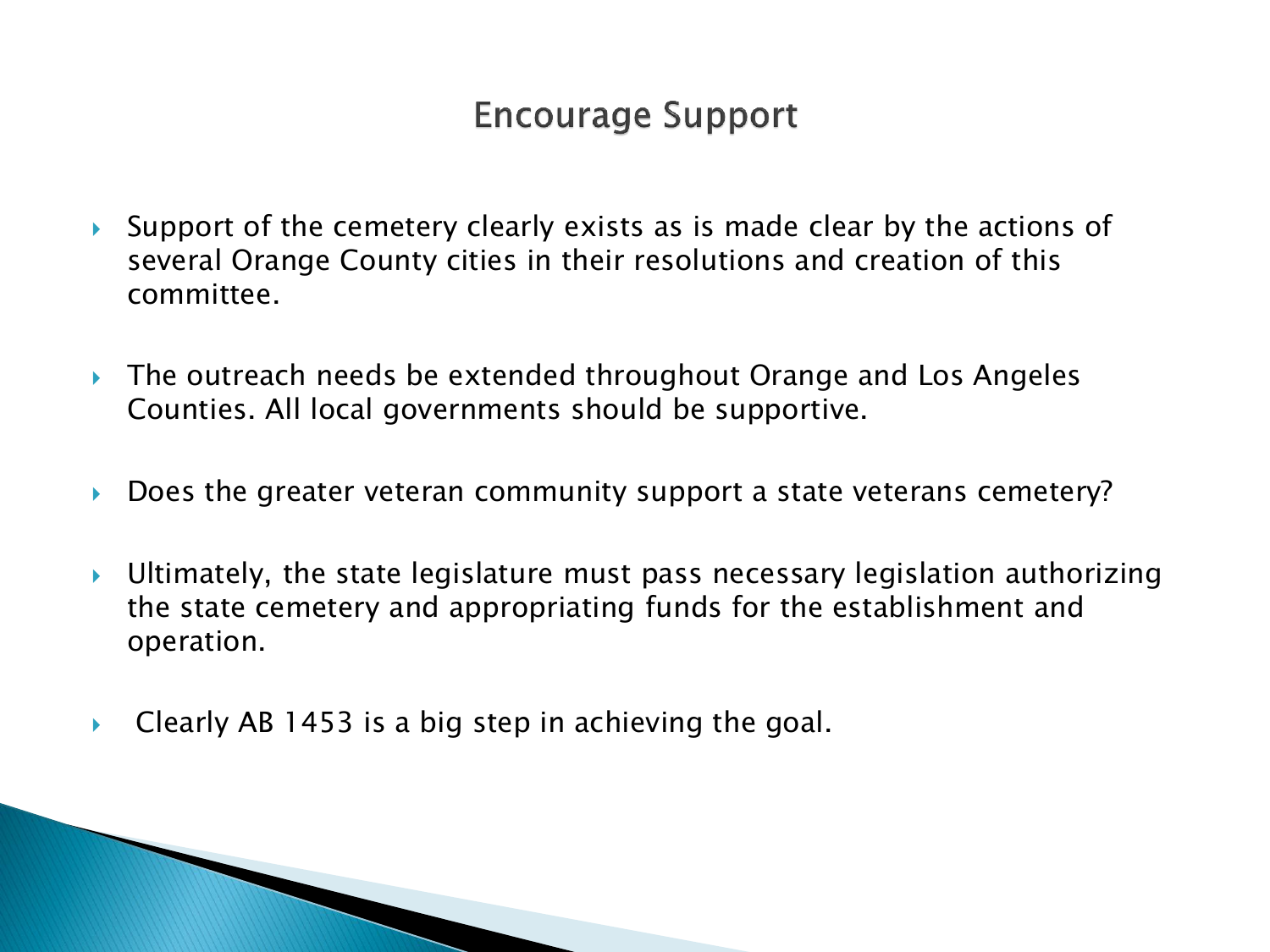# Encourage Support

- Support of the cemetery clearly exists as is made clear by the actions of several Orange County cities in their resolutions and creation of this committee.
- The outreach needs be extended throughout Orange and Los Angeles Counties. All local governments should be supportive.
- Does the greater veteran community support a state veterans cemetery?
- Ultimately, the state legislature must pass necessary legislation authorizing the state cemetery and appropriating funds for the establishment and operation.
- Clearly AB 1453 is a big step in achieving the goal.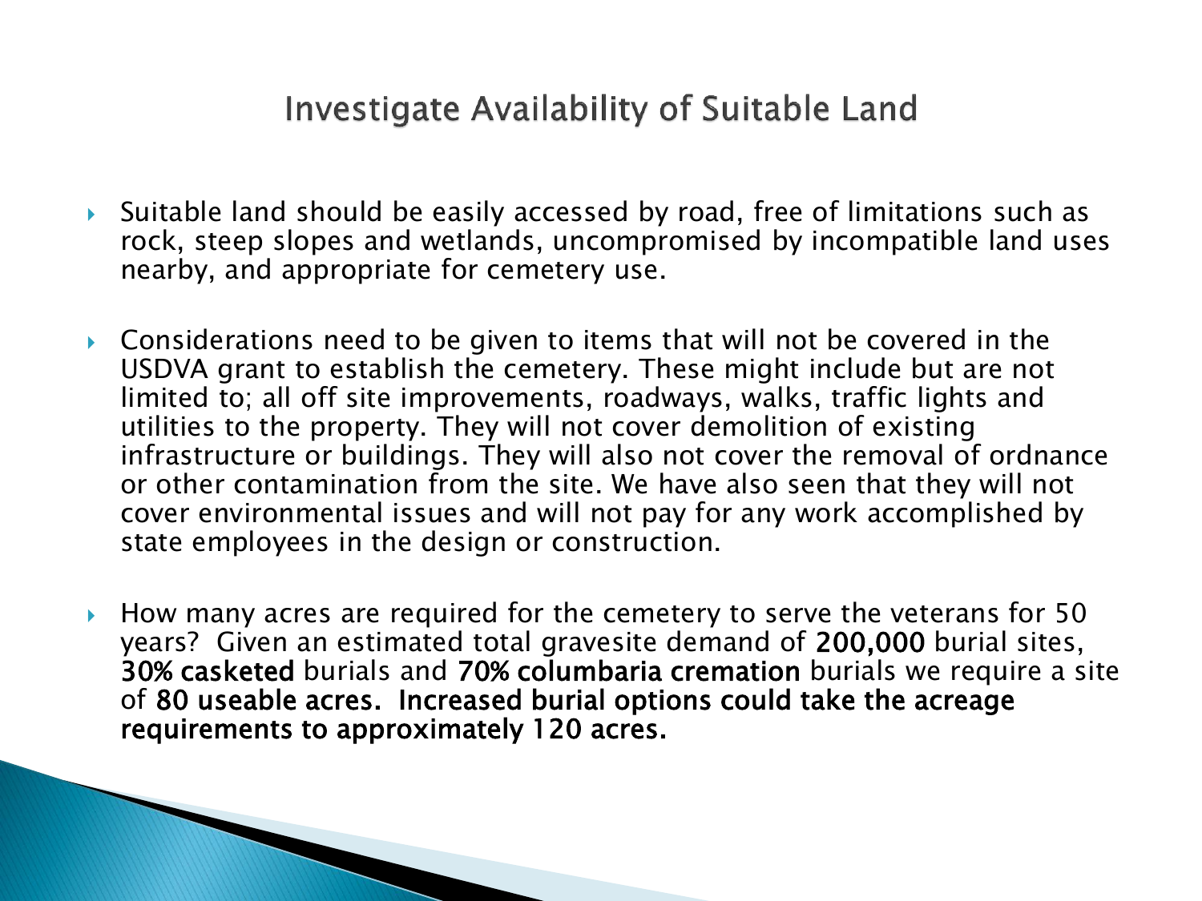# Investigate Availability of Suitable Land

- Suitable land should be easily accessed by road, free of limitations such as rock, steep slopes and wetlands, uncompromised by incompatible land uses nearby, and appropriate for cemetery use.

- Considerations need to be given to items that will not be covered in the USDVA grant to establish the cemetery. These might include but are not limited to; all off site improvements, roadways, walks, traffic lights and utilities to the property. They will not cover demolition of existing infrastructure or buildings. They will also not cover the removal of ordnance or other contamination from the site. We have also seen that they will not cover environmental issues and will not pay for any work accomplished by state employees in the design or construction.

- How many acres are required for the cemetery to serve the veterans for 50 years? Given an estimated total gravesite demand of 200,000 burial sites, 30% casketed burials and 70% columbaria cremation burials we require a site of **80 useable acres. Increased burial options could take the acreage requirements to approximately 120 acres.**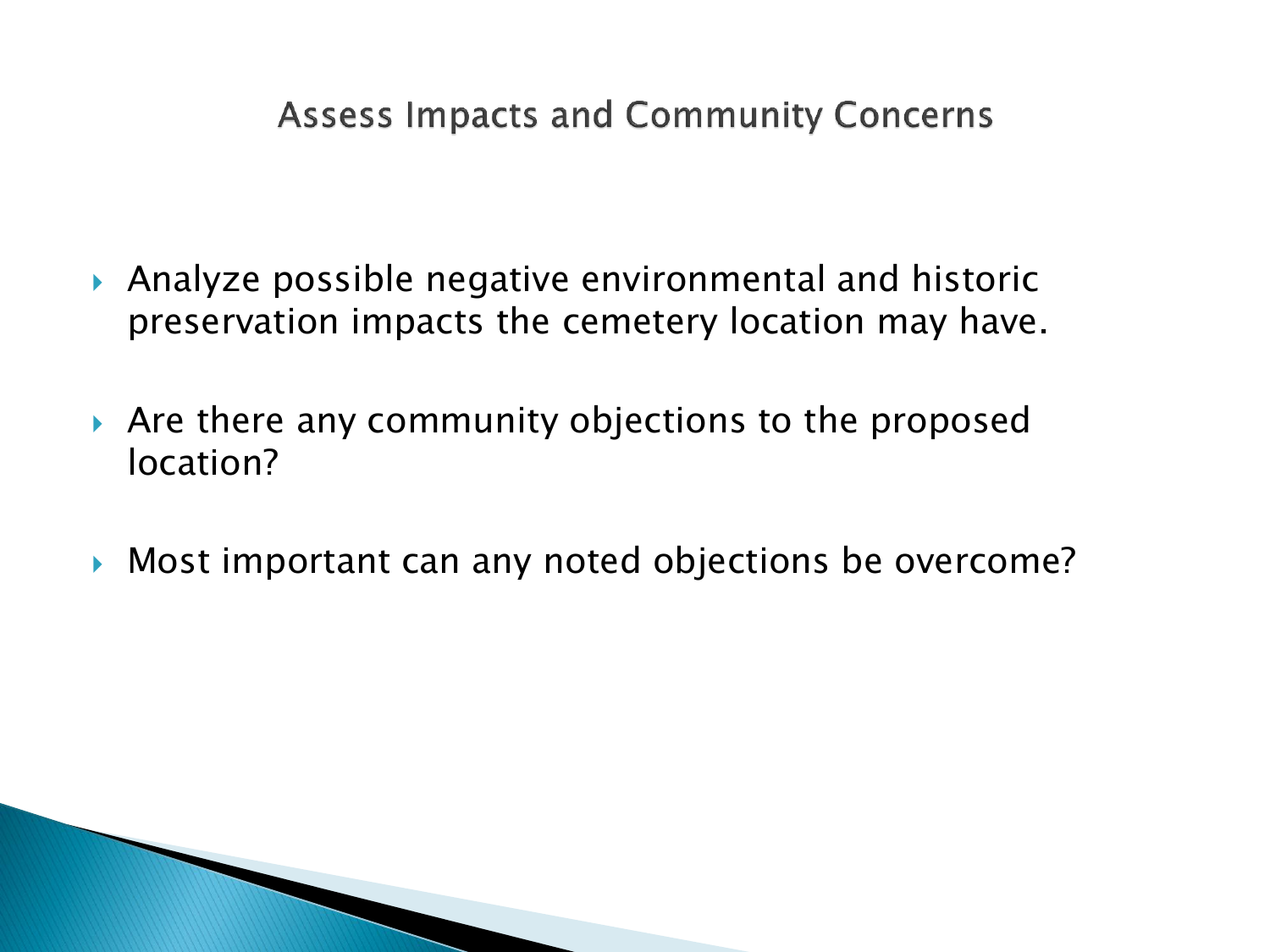## Assess Impacts and Community Concerns

- Analyze possible negative environmental and historic preservation impacts the cemetery location may have.
- Are there any community objections to the proposed location?
- Most important can any noted objections be overcome?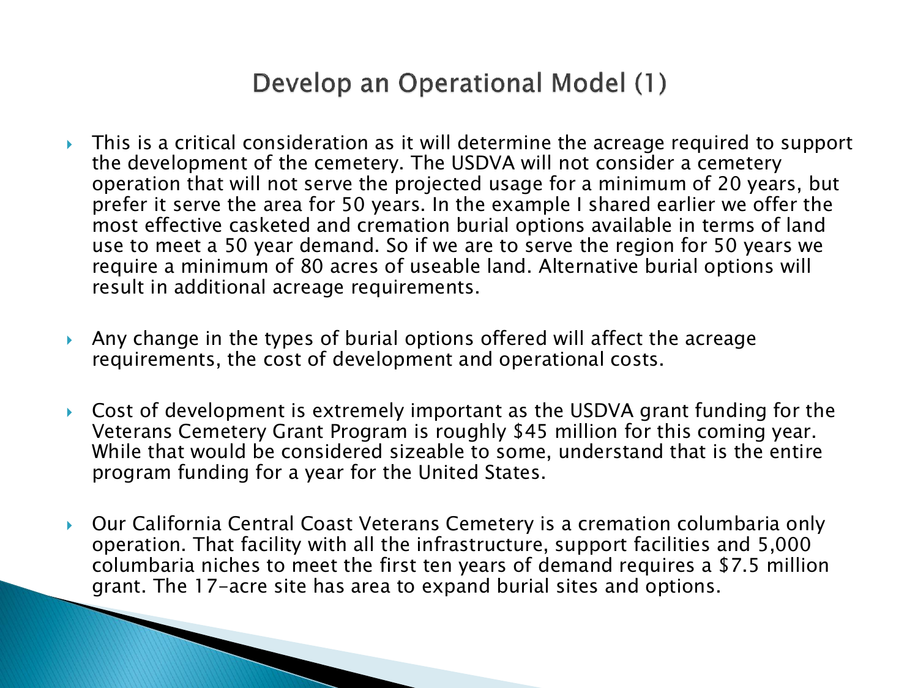# Develop an Operational Model (1)

- This is a critical consideration as it will determine the acreage required to support the development of the cemetery. The USDVA will not consider a cemetery operation that will not serve the projected usage for a minimum of 20 years, but prefer it serve the area for 50 years. In the example I shared earlier we offer the most effective casketed and cremation burial options available in terms of land use to meet a 50 year demand. So if we are to serve the region for 50 years we require a minimum of 80 acres of useable land. Alternative burial options will result in additional acreage requirements.

- Any change in the types of burial options offered will affect the acreage requirements, the cost of development and operational costs.

- Cost of development is extremely important as the USDVA grant funding for the Veterans Cemetery Grant Program is roughly $45 million for this coming year. While that would be considered sizeable to some, understand that is the entire program funding for a year for the United States.

- Our California Central Coast Veterans Cemetery is a cremation columbaria only operation. That facility with all the infrastructure, support facilities and 5,000 columbaria niches to meet the first ten years of demand requires a $7.5 million grant. The 17-acre site has area to expand burial sites and options.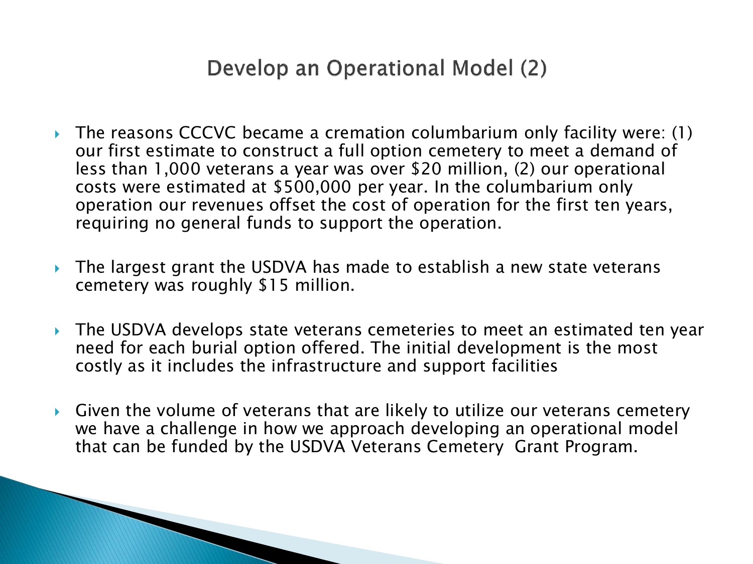## Develop an Operational Model (2)

- The reasons CCCVC became a cremation columbarium only facility were: (1) our first estimate to construct a full option cemetery to meet a demand of less than 1,000 veterans a year was over $20 million, (2) our operational costs were estimated at $500,000 per year. In the columbarium only operation our revenues offset the cost of operation for the first ten years, requiring no general funds to support the operation.
- The largest grant the USDVA has made to establish a new state veterans cemetery was roughly $15 million.
- The USDVA develops state veterans cemeteries to meet an estimated ten year need for each burial option offered. The initial development is the most costly as it includes the infrastructure and support facilities
- Given the volume of veterans that are likely to utilize our veterans cemetery we have a challenge in how we approach developing an operational model that can be funded by the USDVA Veterans Cemetery Grant Program.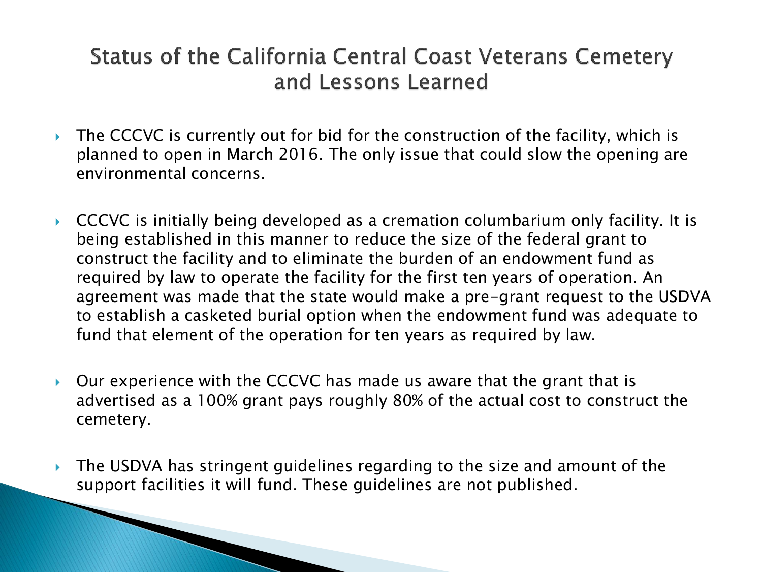# Status of the California Central Coast Veterans Cemetery and Lessons Learned

- The CCCVC is currently out for bid for the construction of the facility, which is planned to open in March 2016. The only issue that could slow the opening are environmental concerns.
- CCCVC is initially being developed as a cremation columbarium only facility. It is being established in this manner to reduce the size of the federal grant to construct the facility and to eliminate the burden of an endowment fund as required by law to operate the facility for the first ten years of operation. An agreement was made that the state would make a pre-grant request to the USDVA to establish a casketed burial option when the endowment fund was adequate to fund that element of the operation for ten years as required by law.
- Our experience with the CCCVC has made us aware that the grant that is advertised as a 100% grant pays roughly 80% of the actual cost to construct the cemetery.
- The USDVA has stringent guidelines regarding to the size and amount of the support facilities it will fund. These guidelines are not published.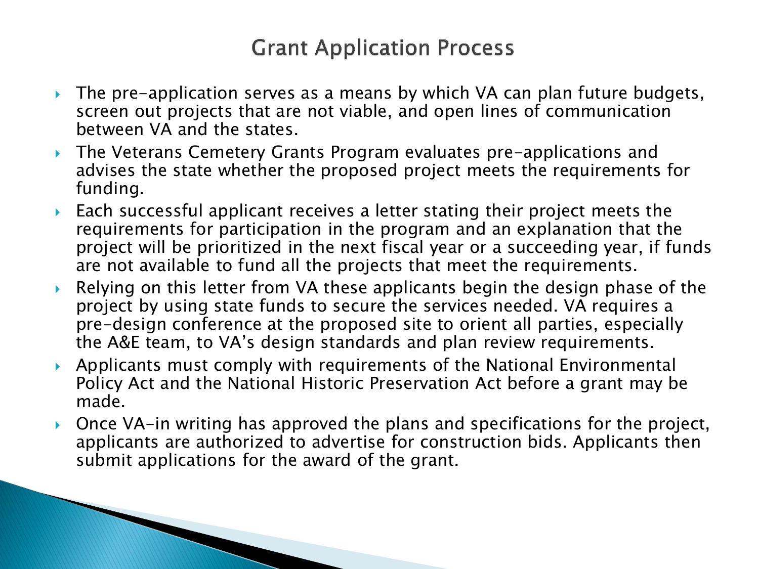# Grant Application Process

- The pre-application serves as a means by which VA can plan future budgets, screen out projects that are not viable, and open lines of communication between VA and the states.
- The Veterans Cemetery Grants Program evaluates pre-applications and advises the state whether the proposed project meets the requirements for funding.
- Each successful applicant receives a letter stating their project meets the requirements for participation in the program and an explanation that the project will be prioritized in the next fiscal year or a succeeding year, if funds are not available to fund all the projects that meet the requirements.
- Relying on this letter from VA these applicants begin the design phase of the project by using state funds to secure the services needed. VA requires a pre-design conference at the proposed site to orient all parties, especially the A&E team, to VA's design standards and plan review requirements.
- Applicants must comply with requirements of the National Environmental Policy Act and the National Historic Preservation Act before a grant may be made.
- Once VA-in writing has approved the plans and specifications for the project, applicants are authorized to advertise for construction bids. Applicants then submit applications for the award of the grant.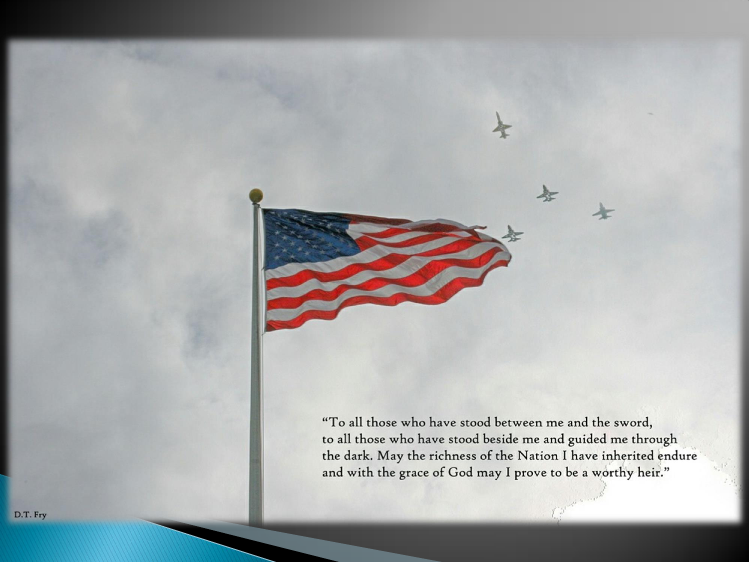"To all those who have stood between me and the sword,
to all those who have stood beside me and guided me through
the dark. May the richness of the Nation I have inherited endure
and with the grace of God may I prove to be a worthy heir."

D.T. Fry